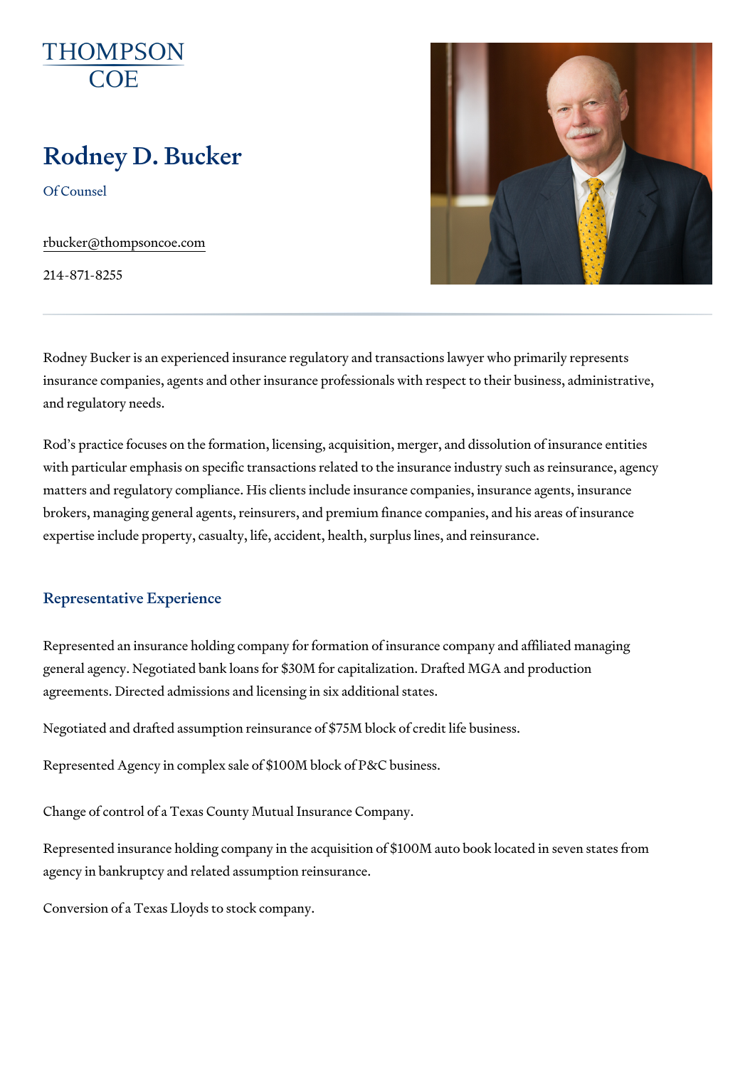THOMPSON COE

# Rodney D. Bucker

Of Counsel

rbucker@thompsoncoe.com

214-871-8255

Rodney Bucker is an experienced insurance regulatory and transactions lawyer who primarily represents insurance companies, agents and other insurance professionals with respect to their business, administrative, and regulatory needs.

Rod's practice focuses on the formation, licensing, acquisition, merger, and dissolution of insurance entities with particular emphasis on specific transactions related to the insurance industry such as reinsurance, agency matters and regulatory compliance. His clients include insurance companies, insurance agents, insurance brokers, managing general agents, reinsurers, and premium finance companies, and his areas of insurance expertise include property, casualty, life, accident, health, surplus lines, and reinsurance.

## Representative Experience

Represented an insurance holding company for formation of insurance company and affiliated managing general agency. Negotiated bank loans for $30M for capitalization. Drafted MGA and production agreements. Directed admissions and licensing in six additional states.

Negotiated and drafted assumption reinsurance of $75M block of credit life business.

Represented Agency in complex sale of $100M block of P&C business.

Change of control of a Texas County Mutual Insurance Company.

Represented insurance holding company in the acquisition of $100M auto book located in seven states from agency in bankruptcy and related assumption reinsurance.

Conversion of a Texas Lloyds to stock company.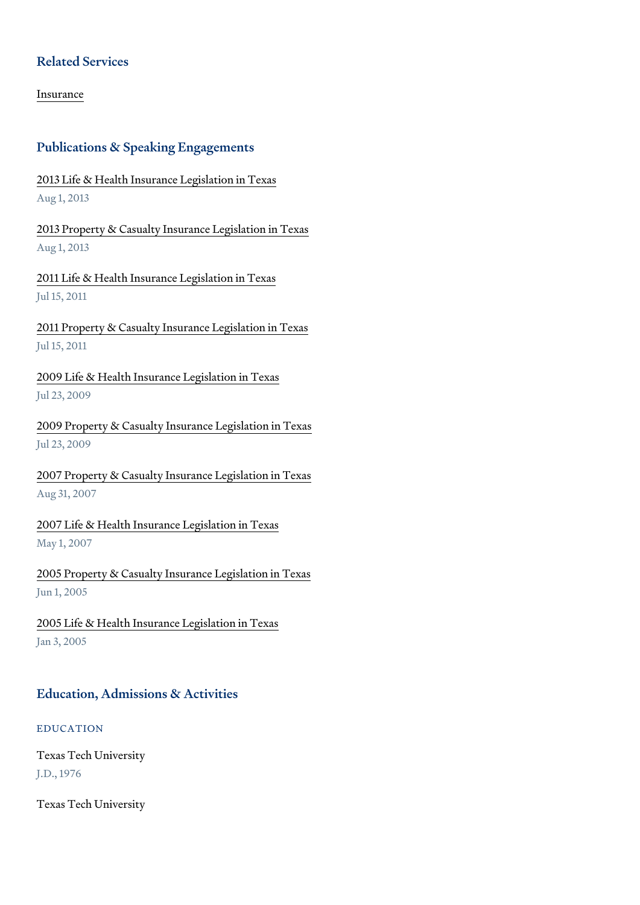## Related Services

Insurance

## Publications & Speaking Engagements

2013 Life & Health Insurance Legislation in Texas
Aug 1, 2013

2013 Property & Casualty Insurance Legislation in Texas
Aug 1, 2013

2011 Life & Health Insurance Legislation in Texas
Jul 15, 2011

2011 Property & Casualty Insurance Legislation in Texas
Jul 15, 2011

2009 Life & Health Insurance Legislation in Texas
Jul 23, 2009

2009 Property & Casualty Insurance Legislation in Texas
Jul 23, 2009

2007 Property & Casualty Insurance Legislation in Texas
Aug 31, 2007

2007 Life & Health Insurance Legislation in Texas
May 1, 2007

2005 Property & Casualty Insurance Legislation in Texas
Jun 1, 2005

2005 Life & Health Insurance Legislation in Texas
Jan 3, 2005

## Education, Admissions & Activities

### EDUCATION

Texas Tech University
J.D., 1976

Texas Tech University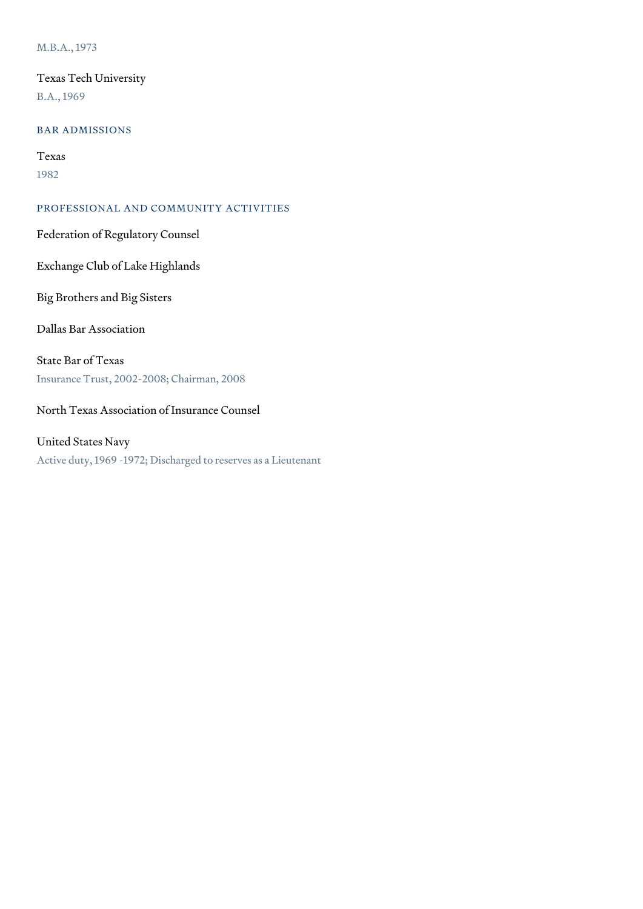M.B.A., 1973

Texas Tech University

B.A., 1969

## BAR ADMISSIONS

Texas

1982

## PROFESSIONAL AND COMMUNITY ACTIVITIES

Federation of Regulatory Counsel

Exchange Club of Lake Highlands

Big Brothers and Big Sisters

Dallas Bar Association

State Bar of Texas

Insurance Trust, 2002-2008; Chairman, 2008

North Texas Association of Insurance Counsel

United States Navy

Active duty, 1969 -1972; Discharged to reserves as a Lieutenant